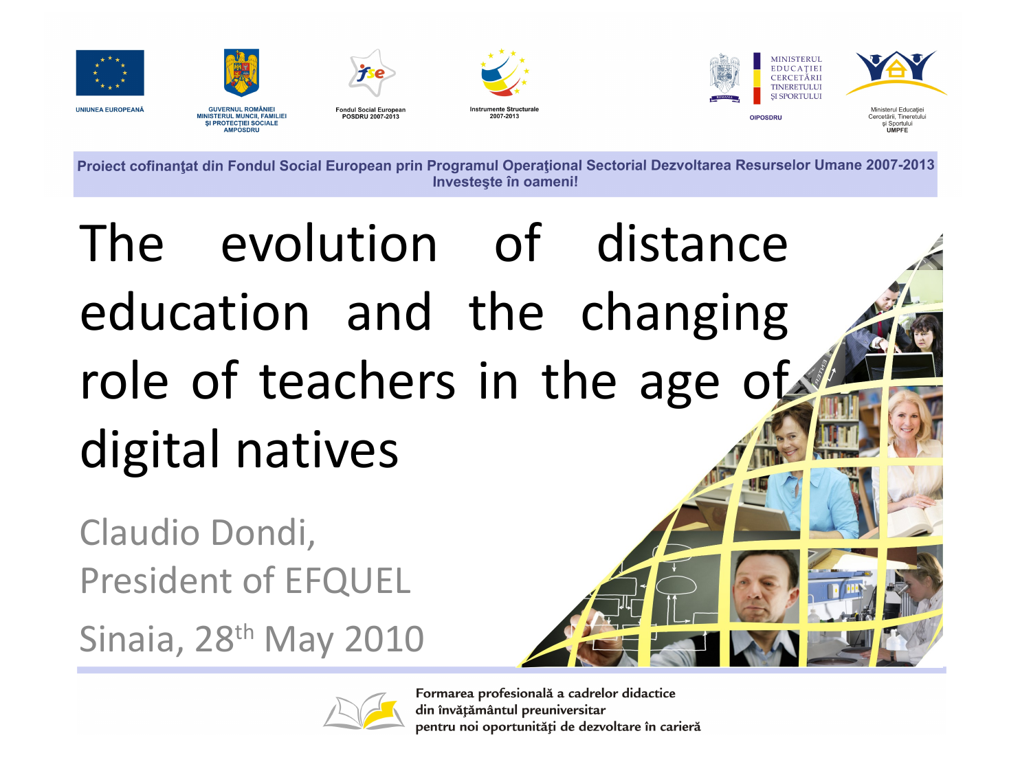UNIUNEA EUROPEANĂ

GUVERNUL ROMÂNIEI MINISTERUL MUNCII, FAMILIEI ŞI PROTECŢIEI SOCIALE AMPOSDRU

Fondul Social European POSDRU 2007-2013

Instrumente Structurale 2007-2013

MINISTERUL EDUCAŢIEI CERCETĂRII TINERETULUI ŞI SPORTULUI

OIPOSDRU

Ministerul Educaţiei Cercetării, Tineretului şi Sportului UMPFE

**Proiect cofinanţat din Fondul Social European prin Programul Operaţional Sectorial Dezvoltarea Resurselor Umane 2007-2013**
**Investeşte în oameni!**

# The evolution of distance education and the changing role of teachers in the age of digital natives

Claudio Dondi,
President of EFQUEL

Sinaia, 28th May 2010

Formarea profesională a cadrelor didactice
din învăţământul preuniversitar
pentru noi oportunităţi de dezvoltare în carieră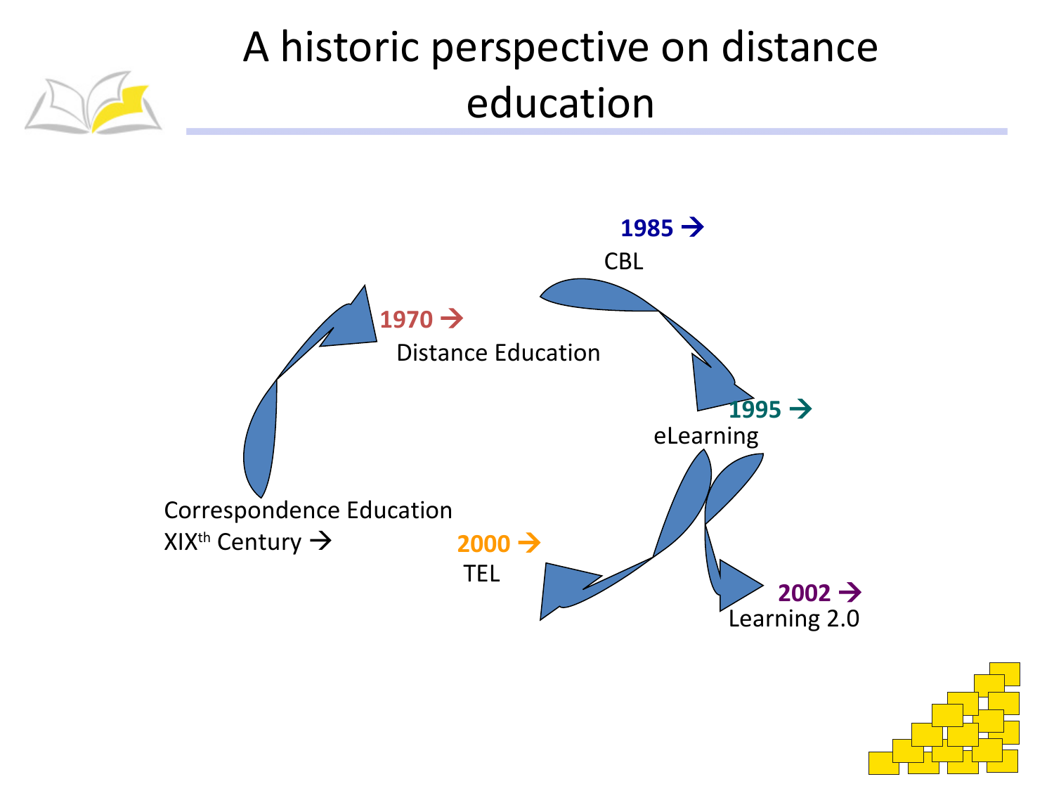# A historic perspective on distance education

Correspondence Education XIX$^{th}$ Century →

**1970 →** Distance Education

**1985 →** CBL

**1995 →** eLearning

**2000 →** TEL

**2002 →** Learning 2.0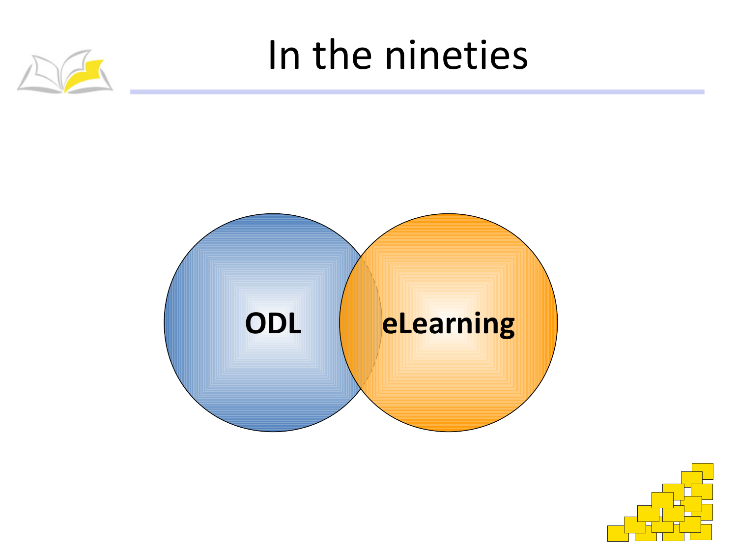# In the nineties

ODL

eLearning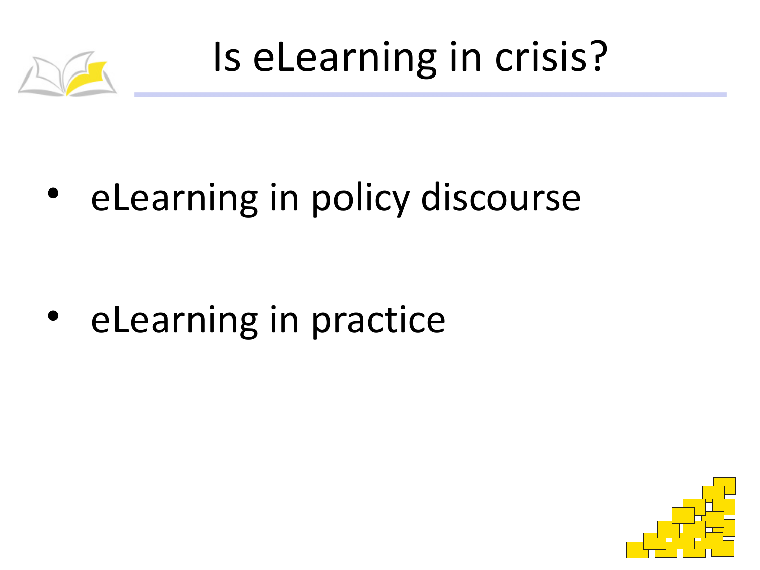# Is eLearning in crisis?

- eLearning in policy discourse
- eLearning in practice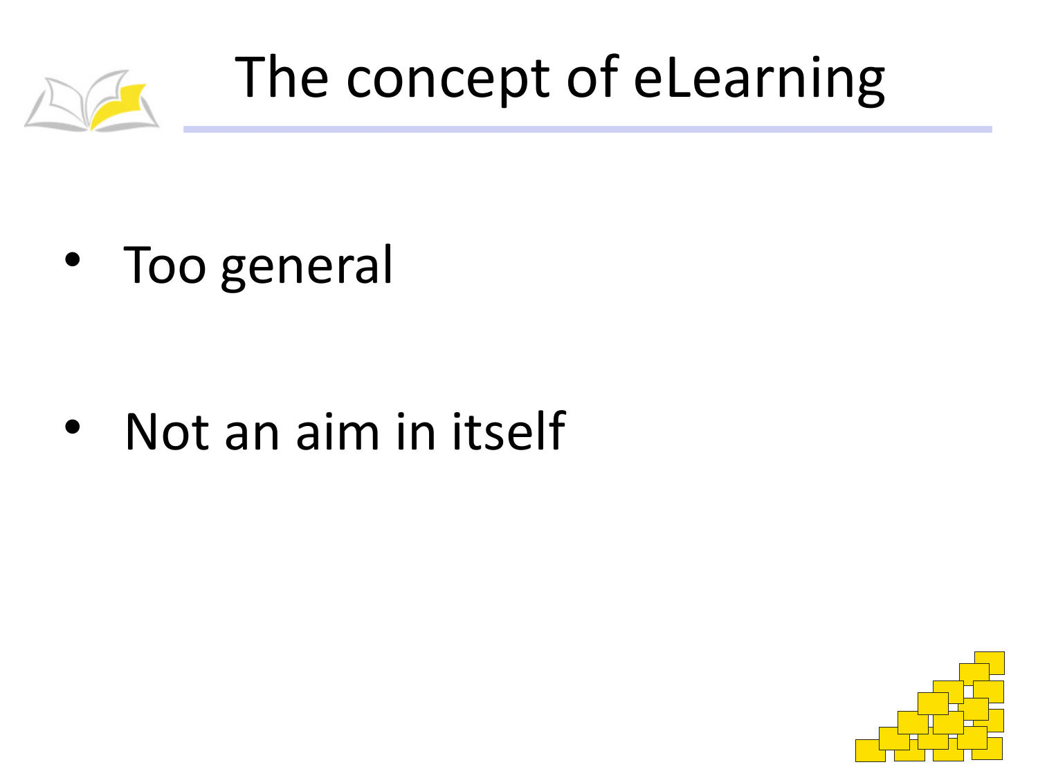# The concept of eLearning

- Too general
- Not an aim in itself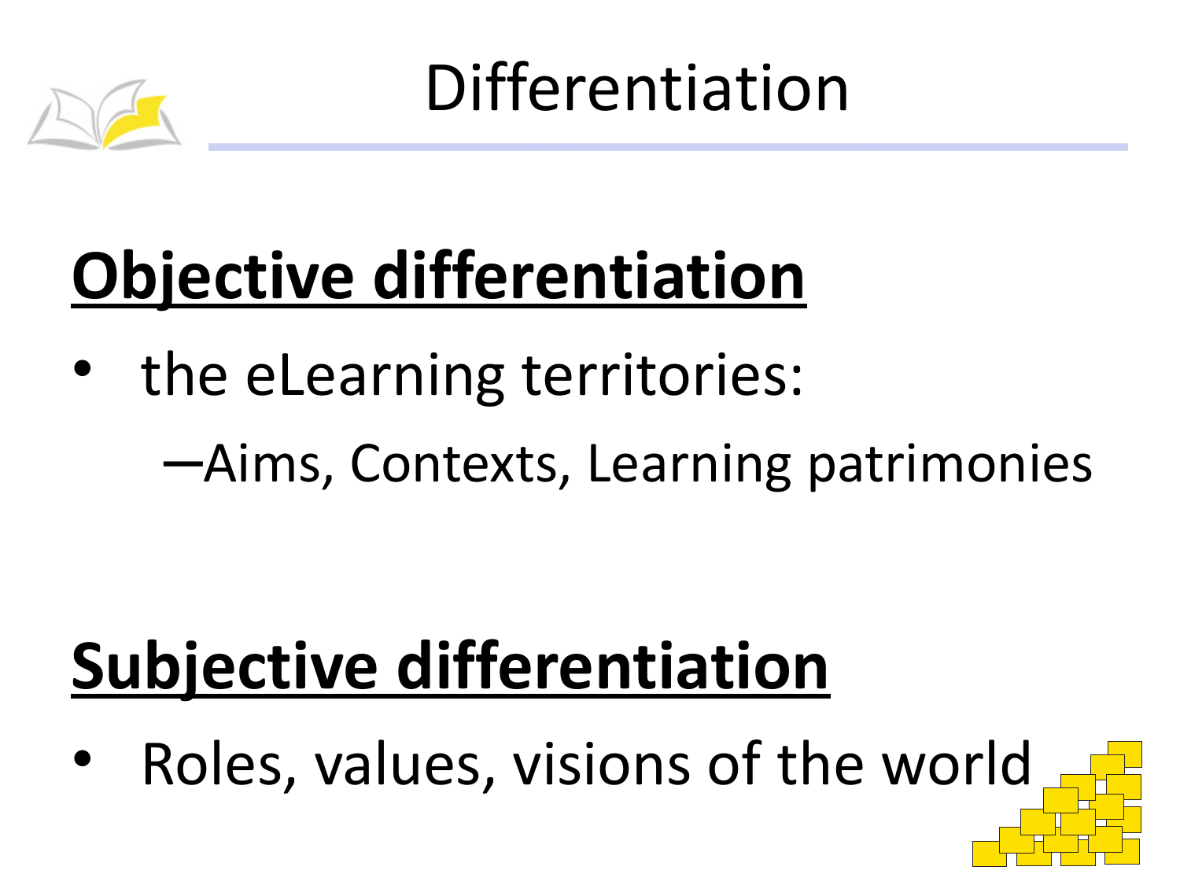# Differentiation

## **Objective differentiation**

- the eLearning territories:
  - Aims, Contexts, Learning patrimonies

## **Subjective differentiation**

- Roles, values, visions of the world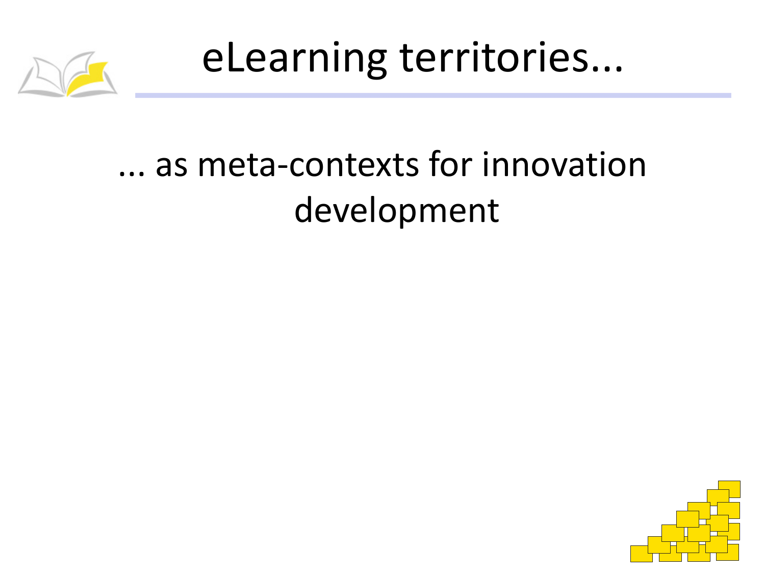# eLearning territories...

... as meta-contexts for innovation development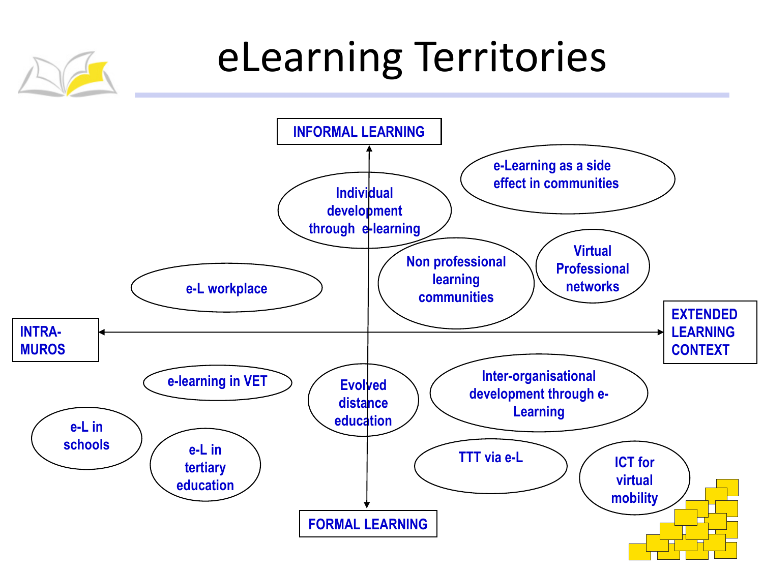# eLearning Territories

INFORMAL LEARNING

FORMAL LEARNING

INTRA-MUROS

EXTENDED LEARNING CONTEXT

e-Learning as a side effect in communities

Individual development through e-learning

Non professional learning communities

Virtual Professional networks

e-L workplace

e-learning in VET

Evolved distance education

Inter-organisational development through e-Learning

e-L in schools

e-L in tertiary education

TTT via e-L

ICT for virtual mobility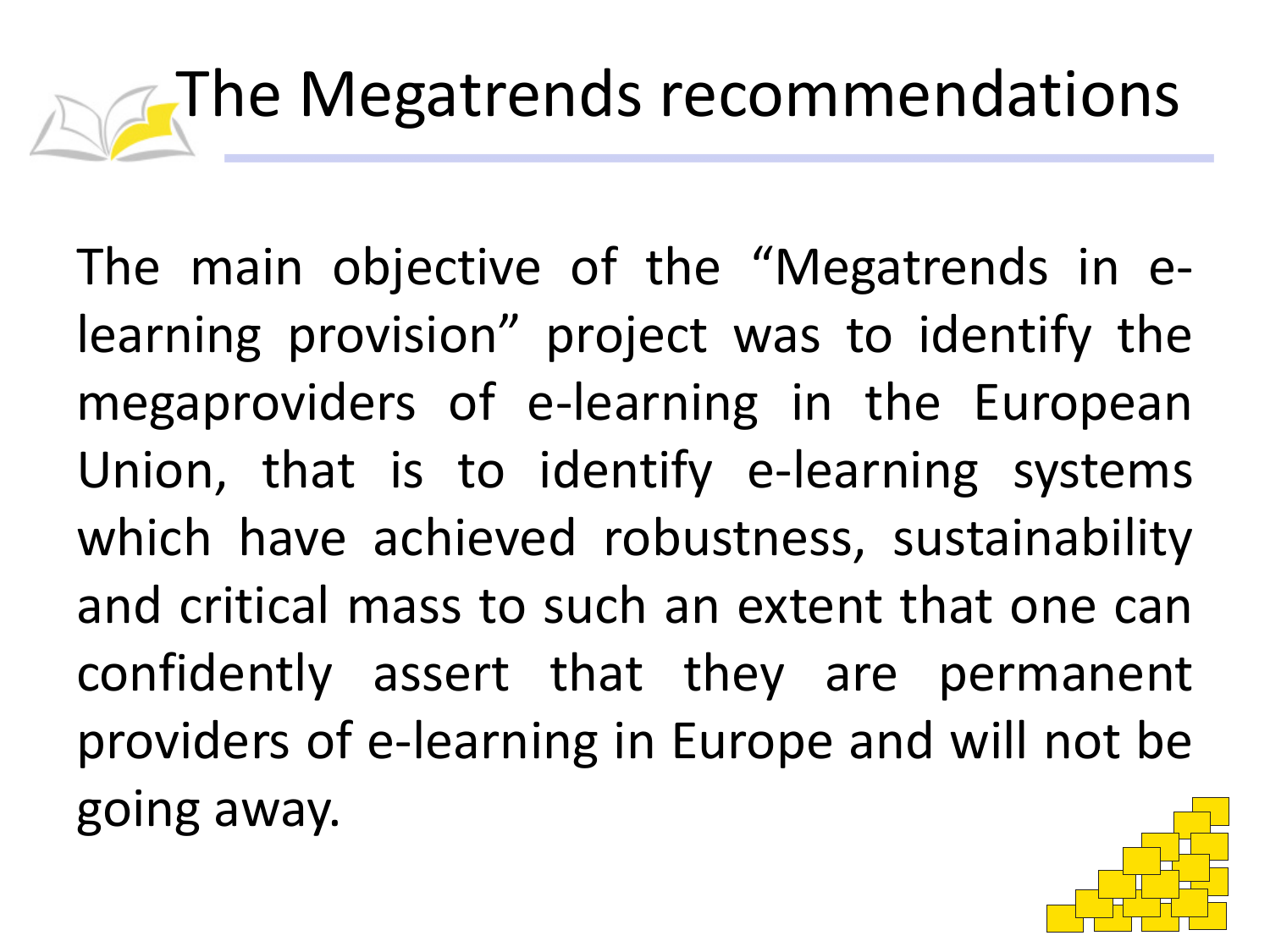# The Megatrends recommendations

The main objective of the "Megatrends in e-learning provision" project was to identify the megaproviders of e-learning in the European Union, that is to identify e-learning systems which have achieved robustness, sustainability and critical mass to such an extent that one can confidently assert that they are permanent providers of e-learning in Europe and will not be going away.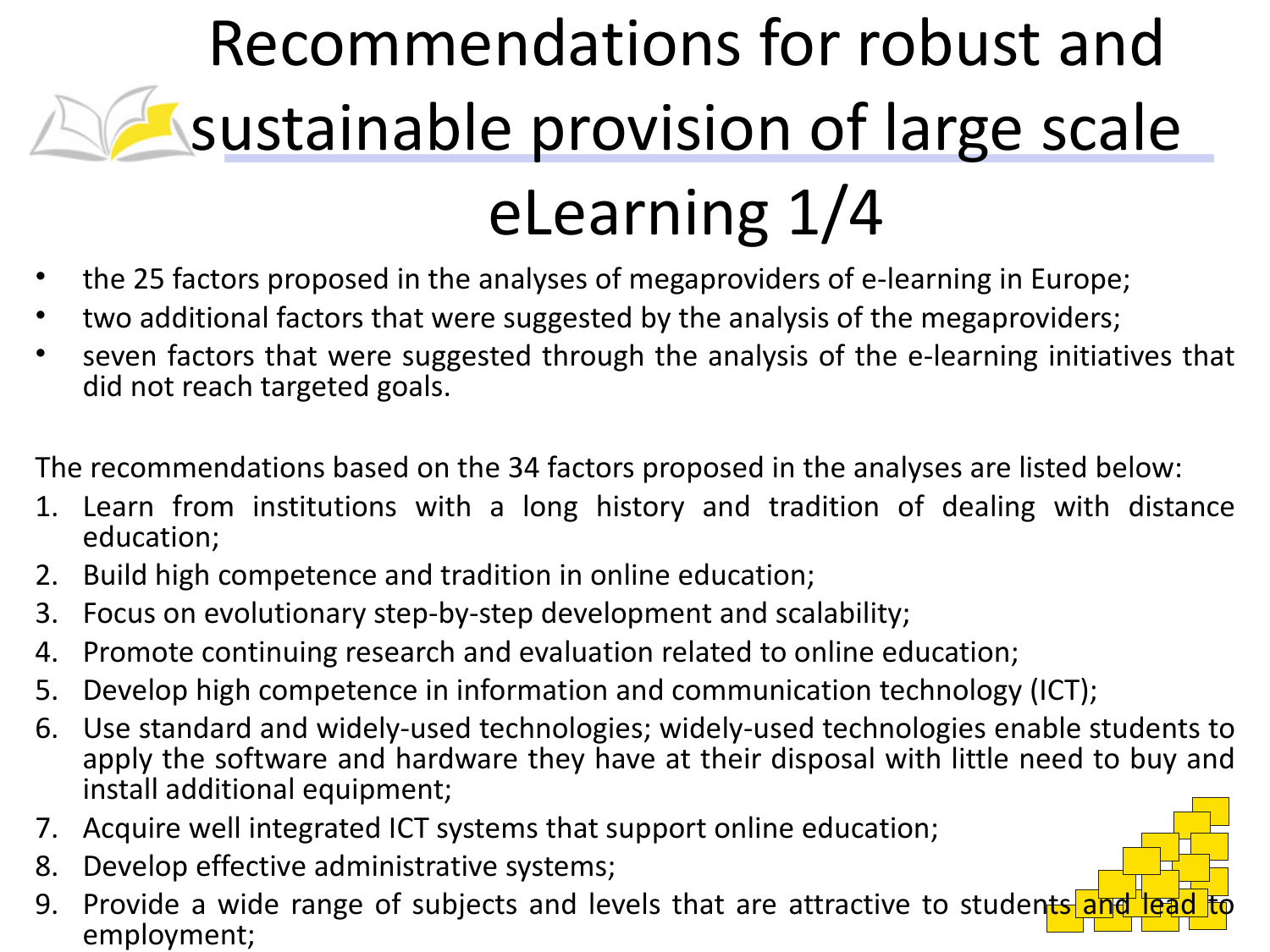# Recommendations for robust and sustainable provision of large scale eLearning 1/4

- the 25 factors proposed in the analyses of megaproviders of e-learning in Europe;
- two additional factors that were suggested by the analysis of the megaproviders;
- seven factors that were suggested through the analysis of the e-learning initiatives that did not reach targeted goals.

The recommendations based on the 34 factors proposed in the analyses are listed below:

1. Learn from institutions with a long history and tradition of dealing with distance education;
2. Build high competence and tradition in online education;
3. Focus on evolutionary step-by-step development and scalability;
4. Promote continuing research and evaluation related to online education;
5. Develop high competence in information and communication technology (ICT);
6. Use standard and widely-used technologies; widely-used technologies enable students to apply the software and hardware they have at their disposal with little need to buy and install additional equipment;
7. Acquire well integrated ICT systems that support online education;
8. Develop effective administrative systems;
9. Provide a wide range of subjects and levels that are attractive to students and lead to employment;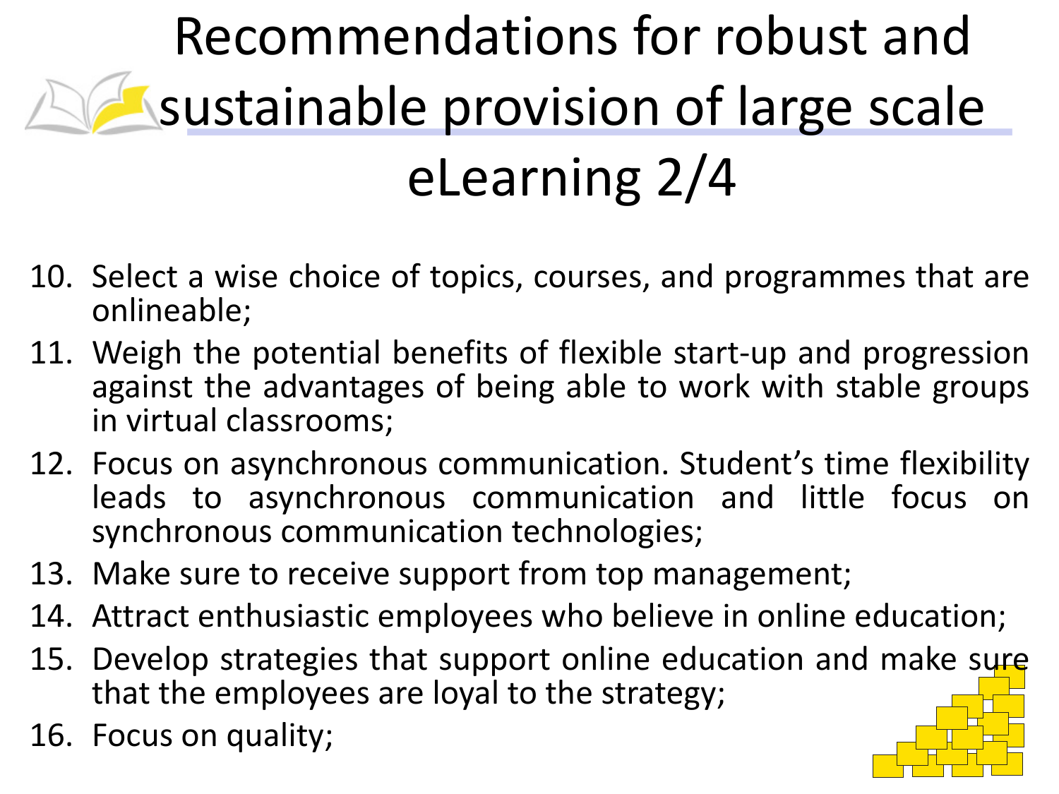# Recommendations for robust and sustainable provision of large scale eLearning 2/4

10. Select a wise choice of topics, courses, and programmes that are onlineable;
11. Weigh the potential benefits of flexible start-up and progression against the advantages of being able to work with stable groups in virtual classrooms;
12. Focus on asynchronous communication. Student's time flexibility leads to asynchronous communication and little focus on synchronous communication technologies;
13. Make sure to receive support from top management;
14. Attract enthusiastic employees who believe in online education;
15. Develop strategies that support online education and make sure that the employees are loyal to the strategy;
16. Focus on quality;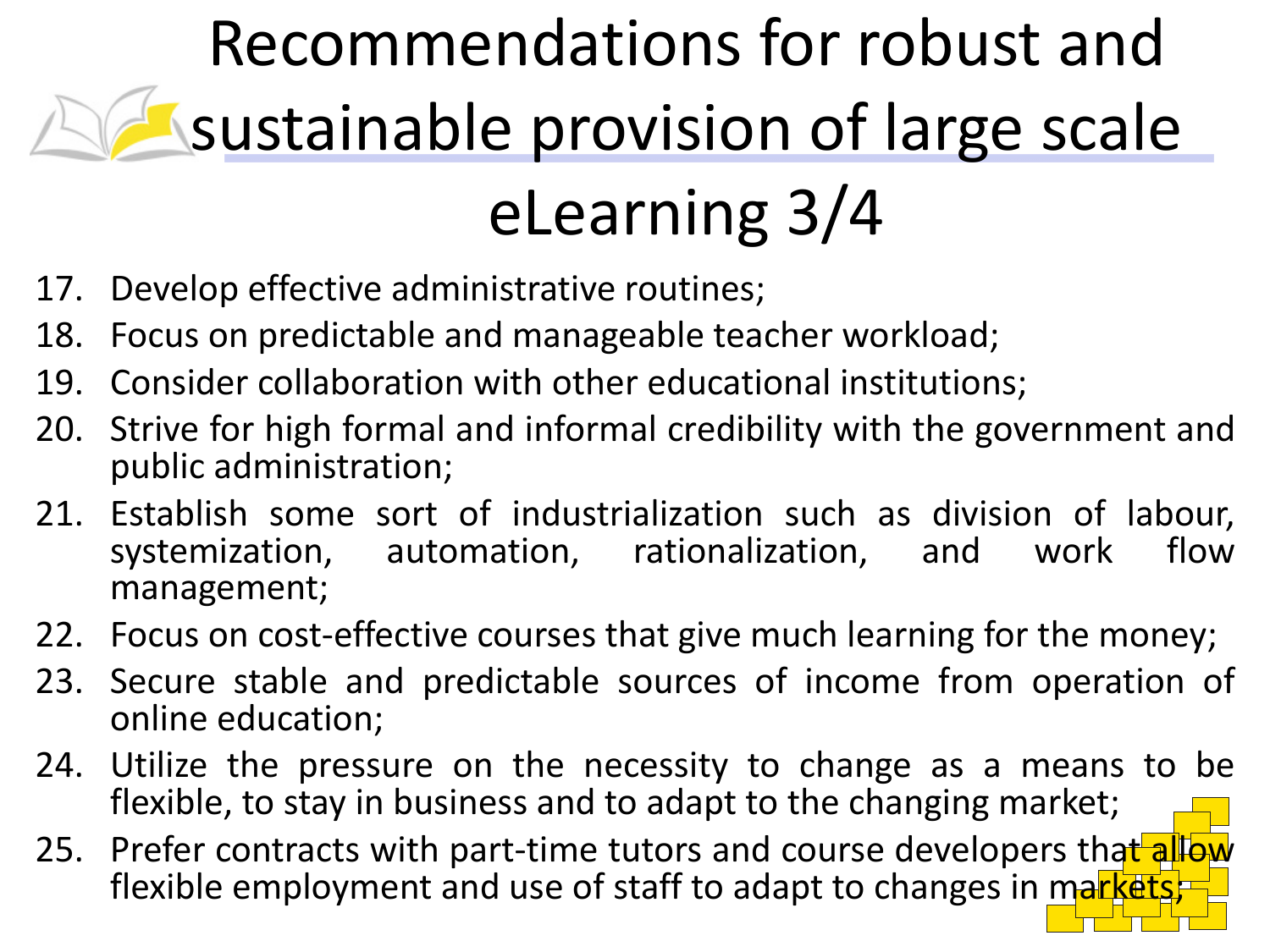# Recommendations for robust and sustainable provision of large scale eLearning 3/4

17. Develop effective administrative routines;
18. Focus on predictable and manageable teacher workload;
19. Consider collaboration with other educational institutions;
20. Strive for high formal and informal credibility with the government and public administration;
21. Establish some sort of industrialization such as division of labour, systemization, automation, rationalization, and work flow management;
22. Focus on cost-effective courses that give much learning for the money;
23. Secure stable and predictable sources of income from operation of online education;
24. Utilize the pressure on the necessity to change as a means to be flexible, to stay in business and to adapt to the changing market;
25. Prefer contracts with part-time tutors and course developers that allow flexible employment and use of staff to adapt to changes in markets;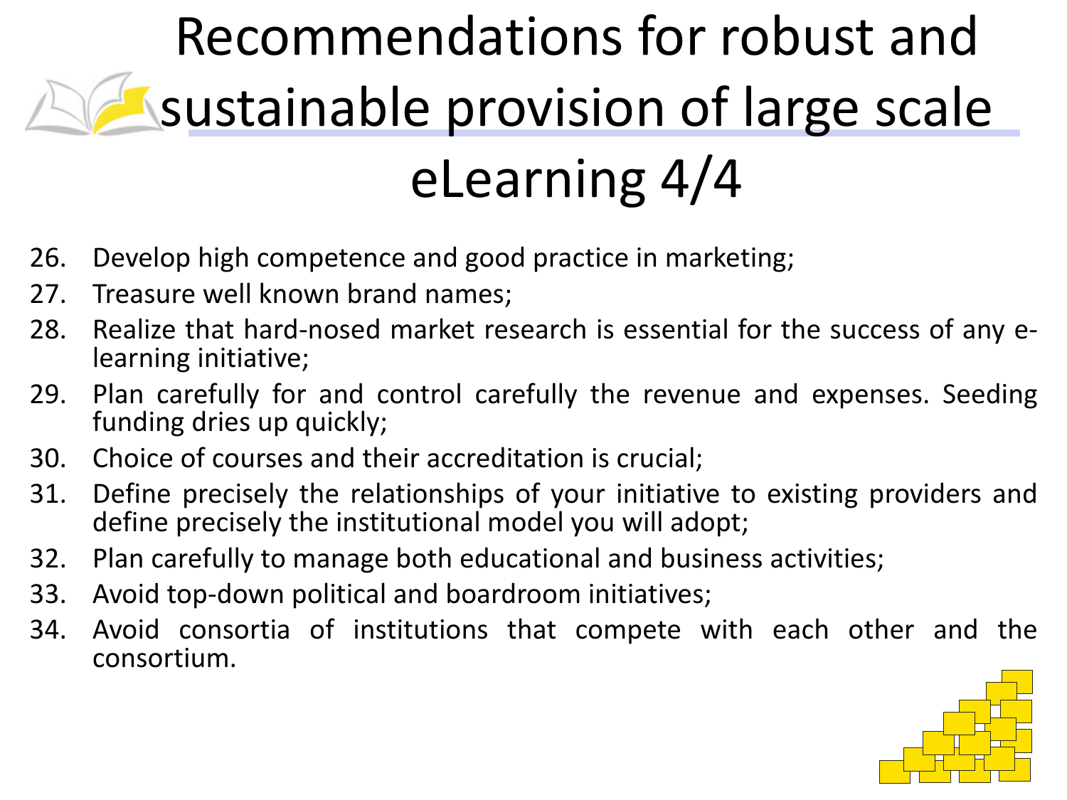# Recommendations for robust and sustainable provision of large scale eLearning 4/4

26. Develop high competence and good practice in marketing;
27. Treasure well known brand names;
28. Realize that hard-nosed market research is essential for the success of any e-learning initiative;
29. Plan carefully for and control carefully the revenue and expenses. Seeding funding dries up quickly;
30. Choice of courses and their accreditation is crucial;
31. Define precisely the relationships of your initiative to existing providers and define precisely the institutional model you will adopt;
32. Plan carefully to manage both educational and business activities;
33. Avoid top-down political and boardroom initiatives;
34. Avoid consortia of institutions that compete with each other and the consortium.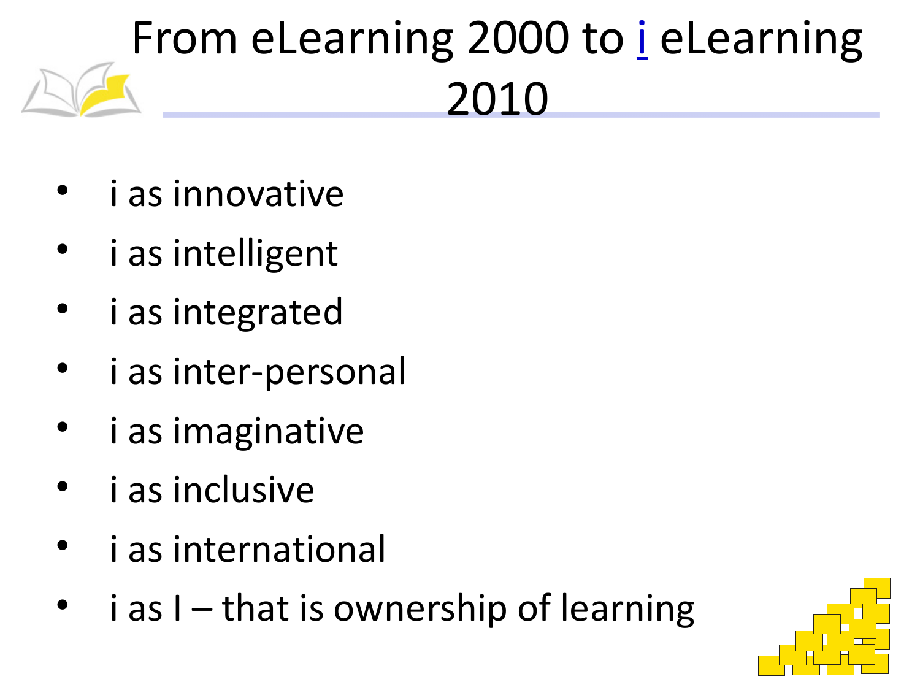# From eLearning 2000 to i eLearning 2010

- i as innovative
- i as intelligent
- i as integrated
- i as inter-personal
- i as imaginative
- i as inclusive
- i as international
- i as I – that is ownership of learning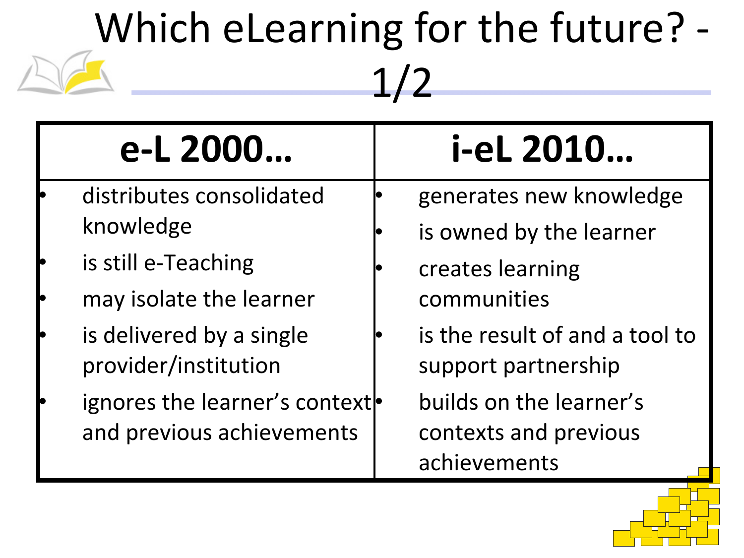# Which eLearning for the future? - 1/2

| e-L 2000… | i-eL 2010… |
|---|---|
| • distributes consolidated knowledge<br>• is still e-Teaching<br>• may isolate the learner<br>• is delivered by a single provider/institution<br>• ignores the learner's context and previous achievements | • generates new knowledge<br>• is owned by the learner<br>• creates learning communities<br>• is the result of and a tool to support partnership<br>• builds on the learner's contexts and previous achievements |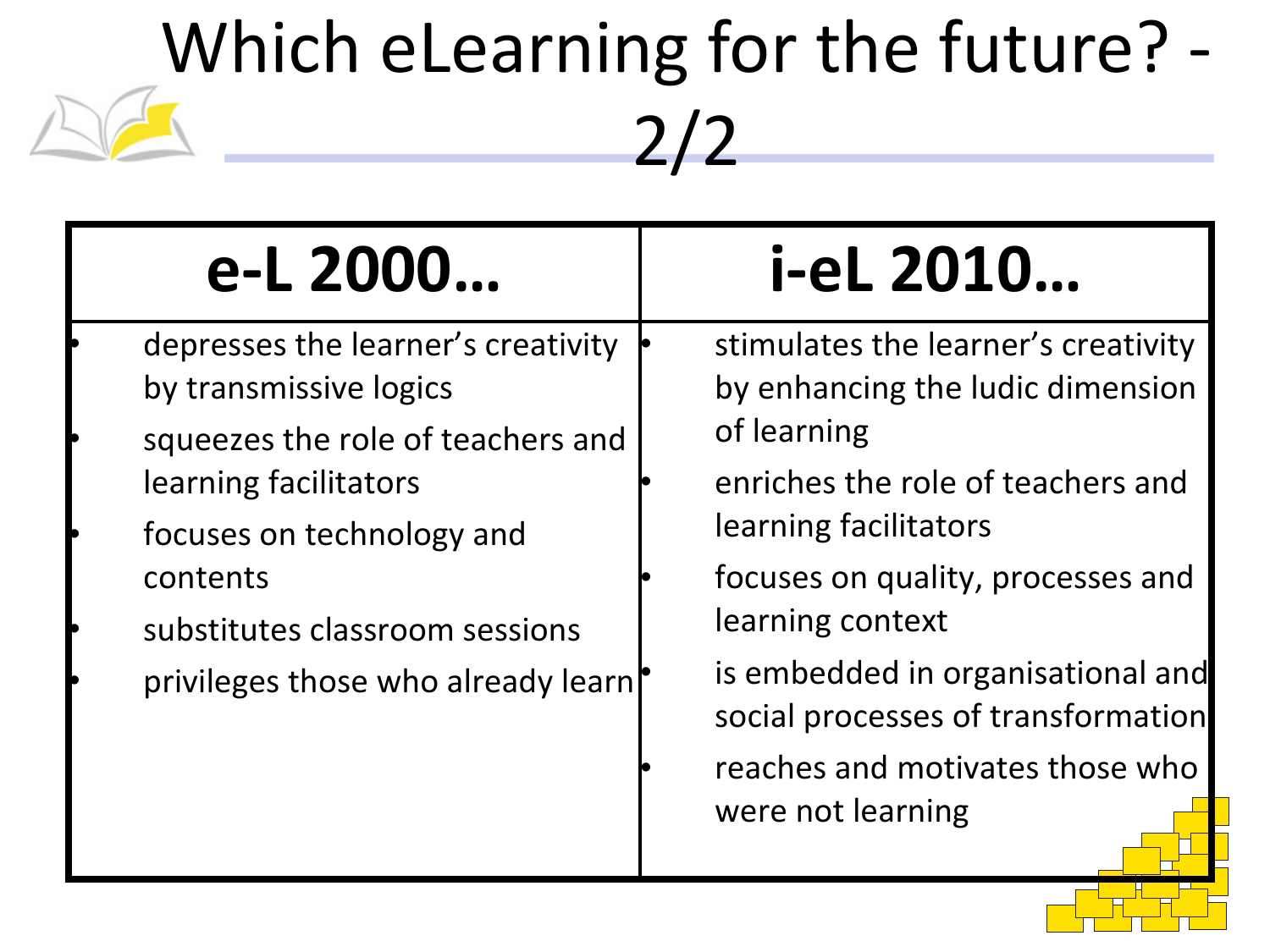# Which eLearning for the future? - 2/2

| e-L 2000… | i-eL 2010… |
| --- | --- |
| • depresses the learner's creativity by transmissive logics<br>• squeezes the role of teachers and learning facilitators<br>• focuses on technology and contents<br>• substitutes classroom sessions<br>• privileges those who already learn | • stimulates the learner's creativity by enhancing the ludic dimension of learning<br>• enriches the role of teachers and learning facilitators<br>• focuses on quality, processes and learning context<br>• is embedded in organisational and social processes of transformation<br>• reaches and motivates those who were not learning |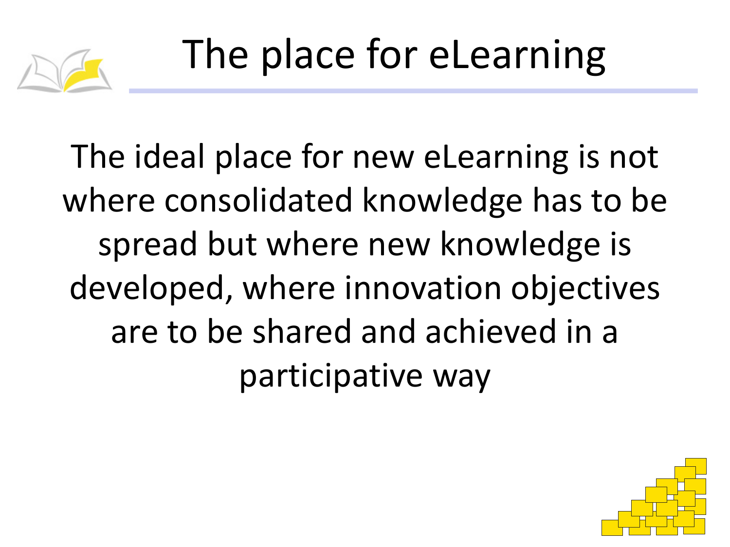# The place for eLearning

The ideal place for new eLearning is not where consolidated knowledge has to be spread but where new knowledge is developed, where innovation objectives are to be shared and achieved in a participative way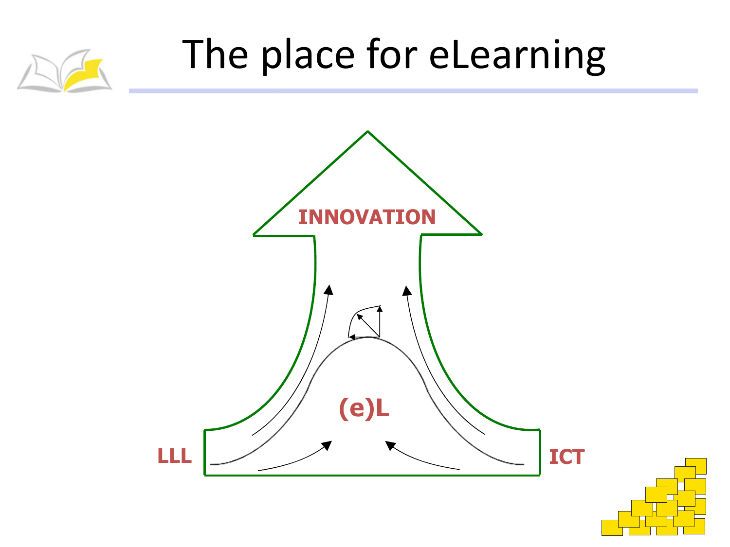# The place for eLearning

INNOVATION

(e)L

LLL

ICT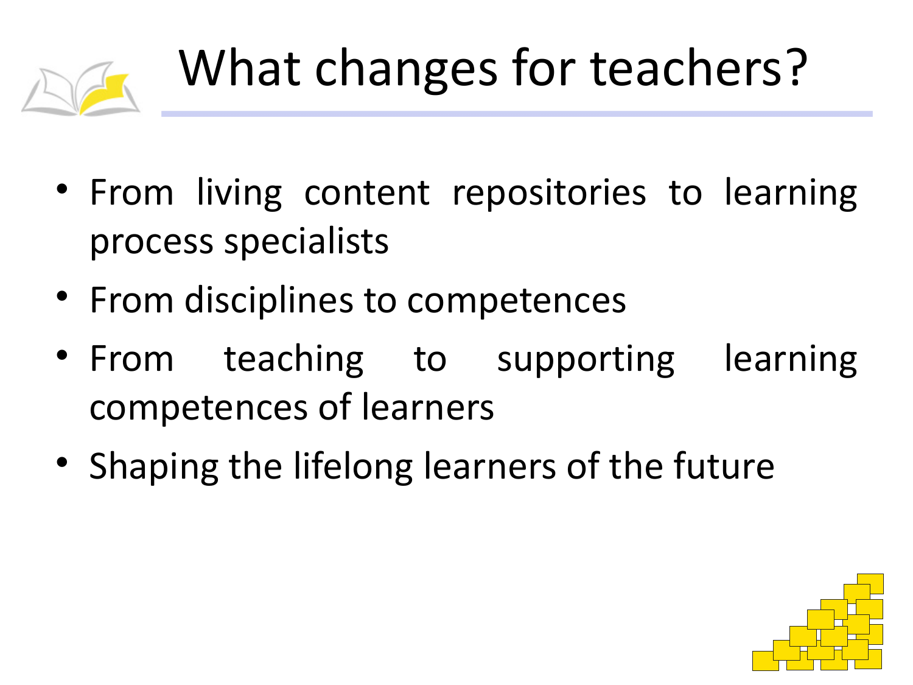# What changes for teachers?

- From living content repositories to learning process specialists
- From disciplines to competences
- From teaching to supporting learning competences of learners
- Shaping the lifelong learners of the future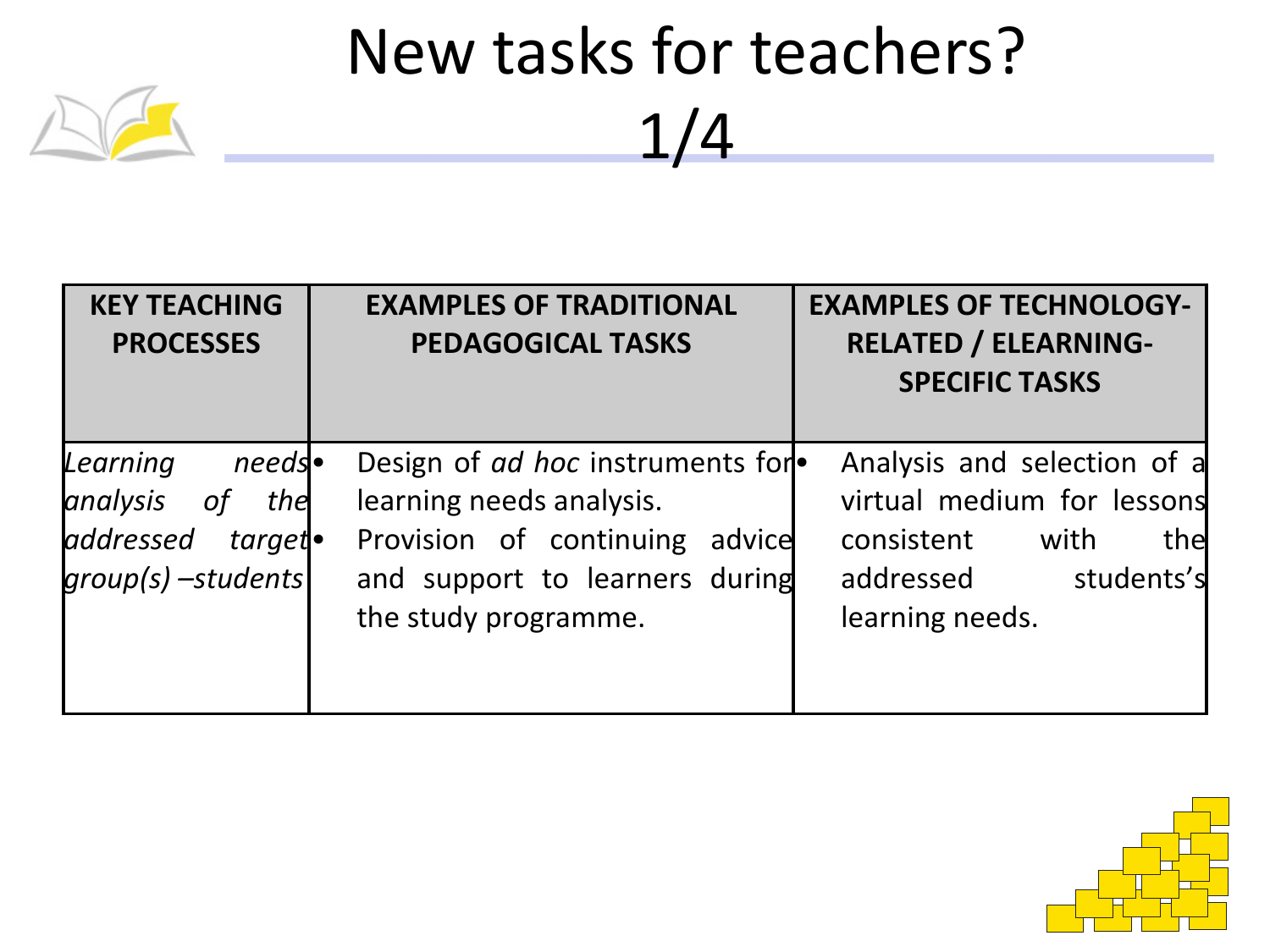# New tasks for teachers? 1/4

| KEY TEACHING PROCESSES | EXAMPLES OF TRADITIONAL PEDAGOGICAL TASKS | EXAMPLES OF TECHNOLOGY-RELATED / ELEARNING-SPECIFIC TASKS |
|---|---|---|
| *Learning needs analysis of the addressed target group(s) –students* | • Design of *ad hoc* instruments for learning needs analysis.<br>• Provision of continuing advice and support to learners during the study programme. | • Analysis and selection of a virtual medium for lessons consistent with the addressed students's learning needs. |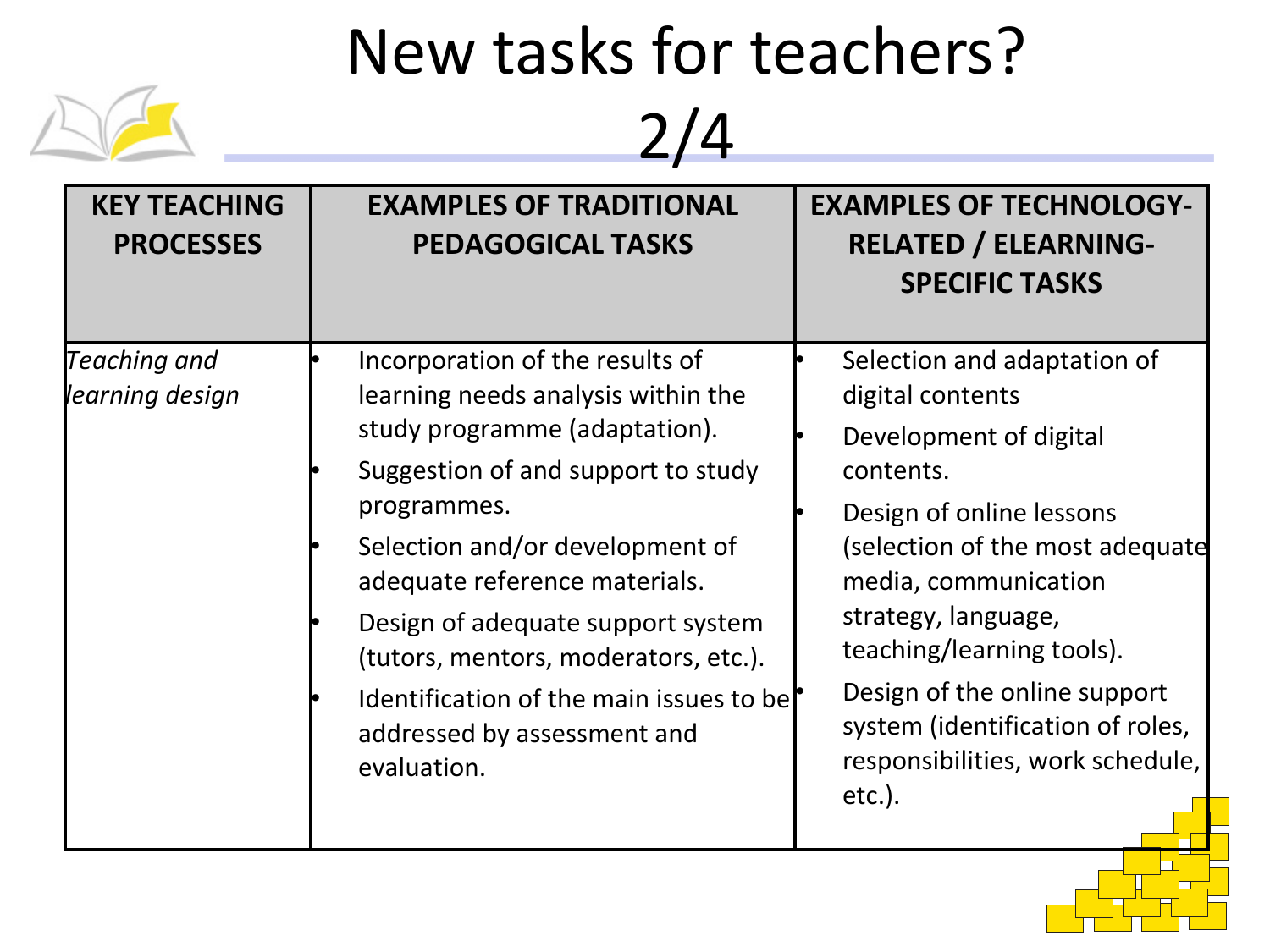# New tasks for teachers? 2/4

| KEY TEACHING PROCESSES | EXAMPLES OF TRADITIONAL PEDAGOGICAL TASKS | EXAMPLES OF TECHNOLOGY-RELATED / ELEARNING-SPECIFIC TASKS |
|---|---|---|
| *Teaching and learning design* | • Incorporation of the results of learning needs analysis within the study programme (adaptation).<br>• Suggestion of and support to study programmes.<br>• Selection and/or development of adequate reference materials.<br>• Design of adequate support system (tutors, mentors, moderators, etc.).<br>• Identification of the main issues to be addressed by assessment and evaluation. | • Selection and adaptation of digital contents<br>• Development of digital contents.<br>• Design of online lessons (selection of the most adequate media, communication strategy, language, teaching/learning tools).<br>• Design of the online support system (identification of roles, responsibilities, work schedule, etc.). |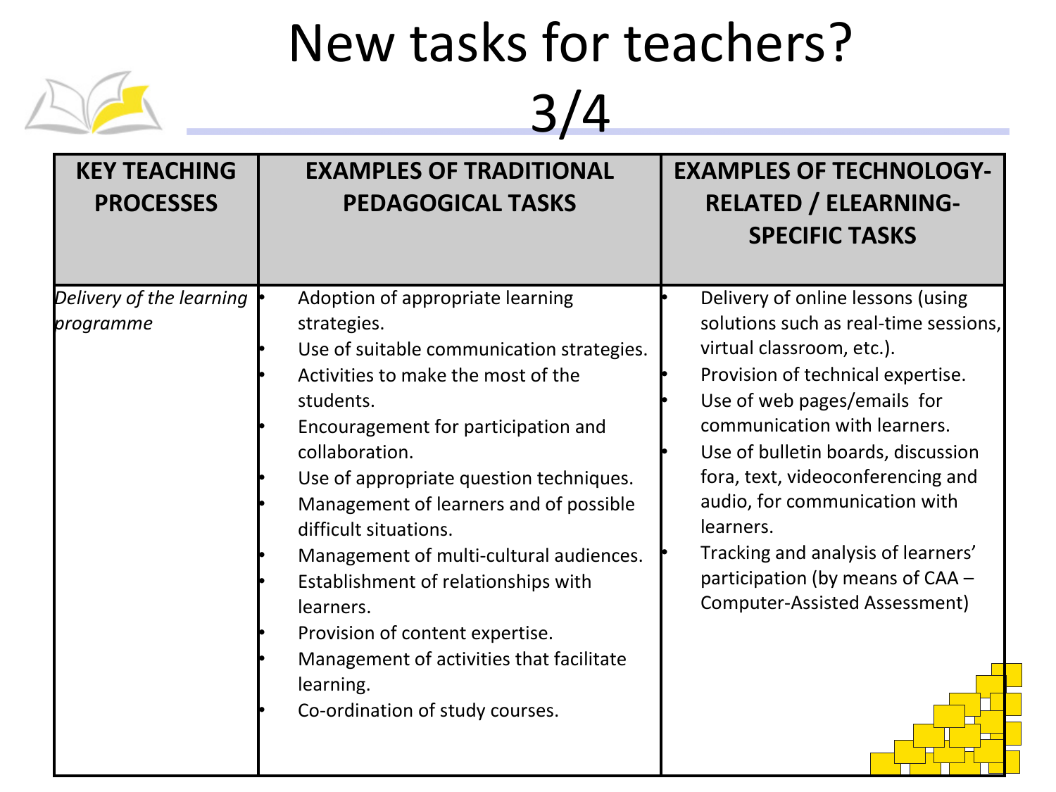# New tasks for teachers? 3/4

| KEY TEACHING PROCESSES | EXAMPLES OF TRADITIONAL PEDAGOGICAL TASKS | EXAMPLES OF TECHNOLOGY-RELATED / ELEARNING-SPECIFIC TASKS |
|---|---|---|
| *Delivery of the learning programme* | • Adoption of appropriate learning strategies.<br>• Use of suitable communication strategies.<br>• Activities to make the most of the students.<br>• Encouragement for participation and collaboration.<br>• Use of appropriate question techniques.<br>• Management of learners and of possible difficult situations.<br>• Management of multi-cultural audiences.<br>• Establishment of relationships with learners.<br>• Provision of content expertise.<br>• Management of activities that facilitate learning.<br>• Co-ordination of study courses. | • Delivery of online lessons (using solutions such as real-time sessions, virtual classroom, etc.).<br>• Provision of technical expertise.<br>• Use of web pages/emails for communication with learners.<br>• Use of bulletin boards, discussion fora, text, videoconferencing and audio, for communication with learners.<br>• Tracking and analysis of learners' participation (by means of CAA – Computer-Assisted Assessment) |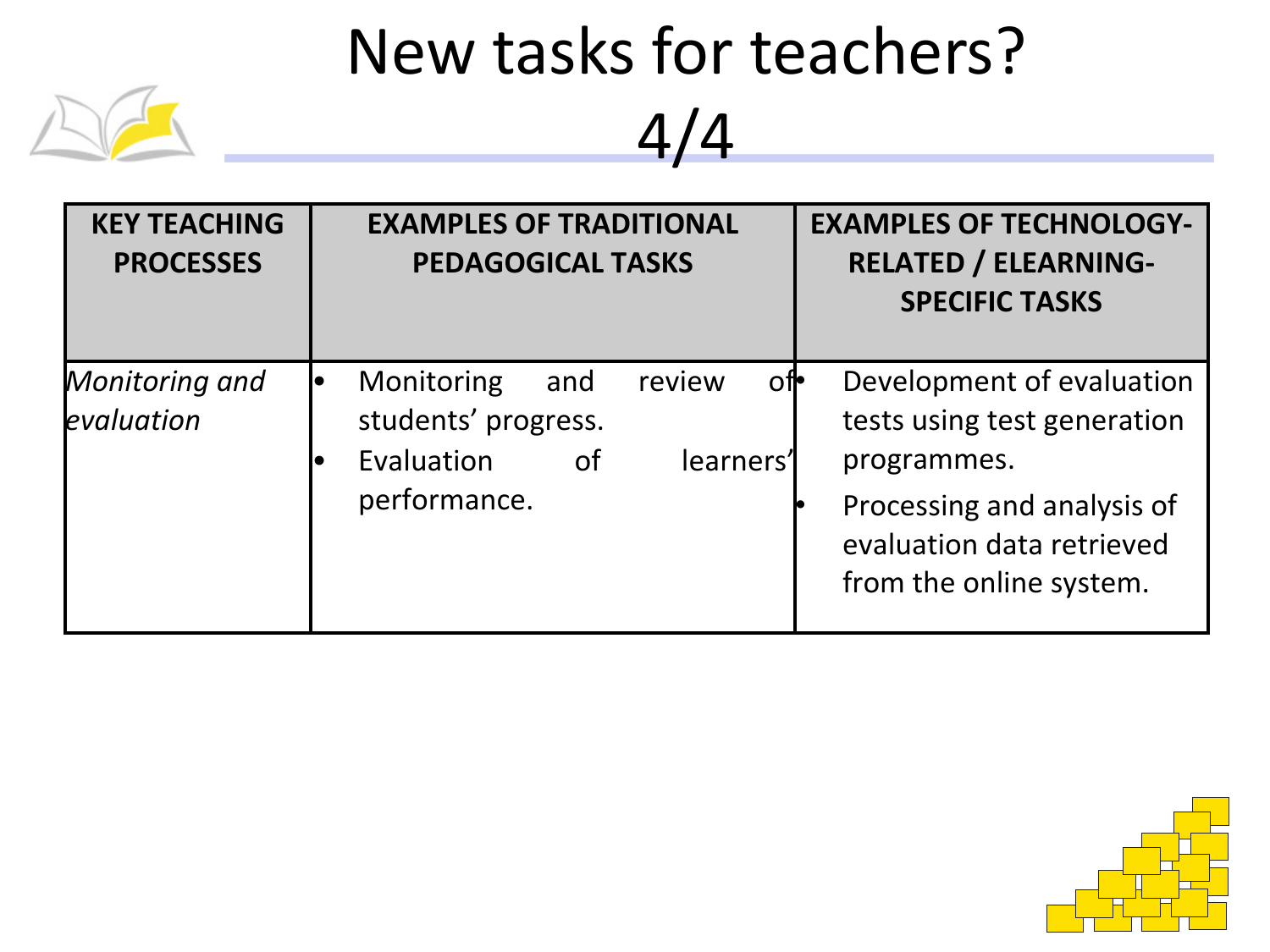# New tasks for teachers? 4/4

| KEY TEACHING PROCESSES | EXAMPLES OF TRADITIONAL PEDAGOGICAL TASKS | EXAMPLES OF TECHNOLOGY-RELATED / ELEARNING-SPECIFIC TASKS |
|---|---|---|
| *Monitoring and evaluation* | • Monitoring and review of students' progress.<br>• Evaluation of learners' performance. | • Development of evaluation tests using test generation programmes.<br>• Processing and analysis of evaluation data retrieved from the online system. |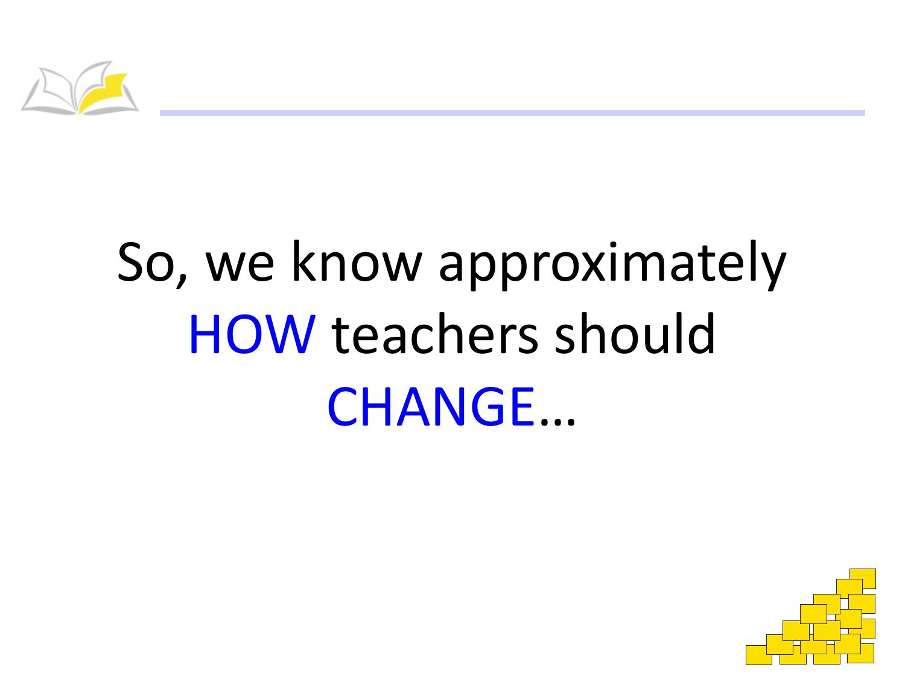So, we know approximately HOW teachers should CHANGE…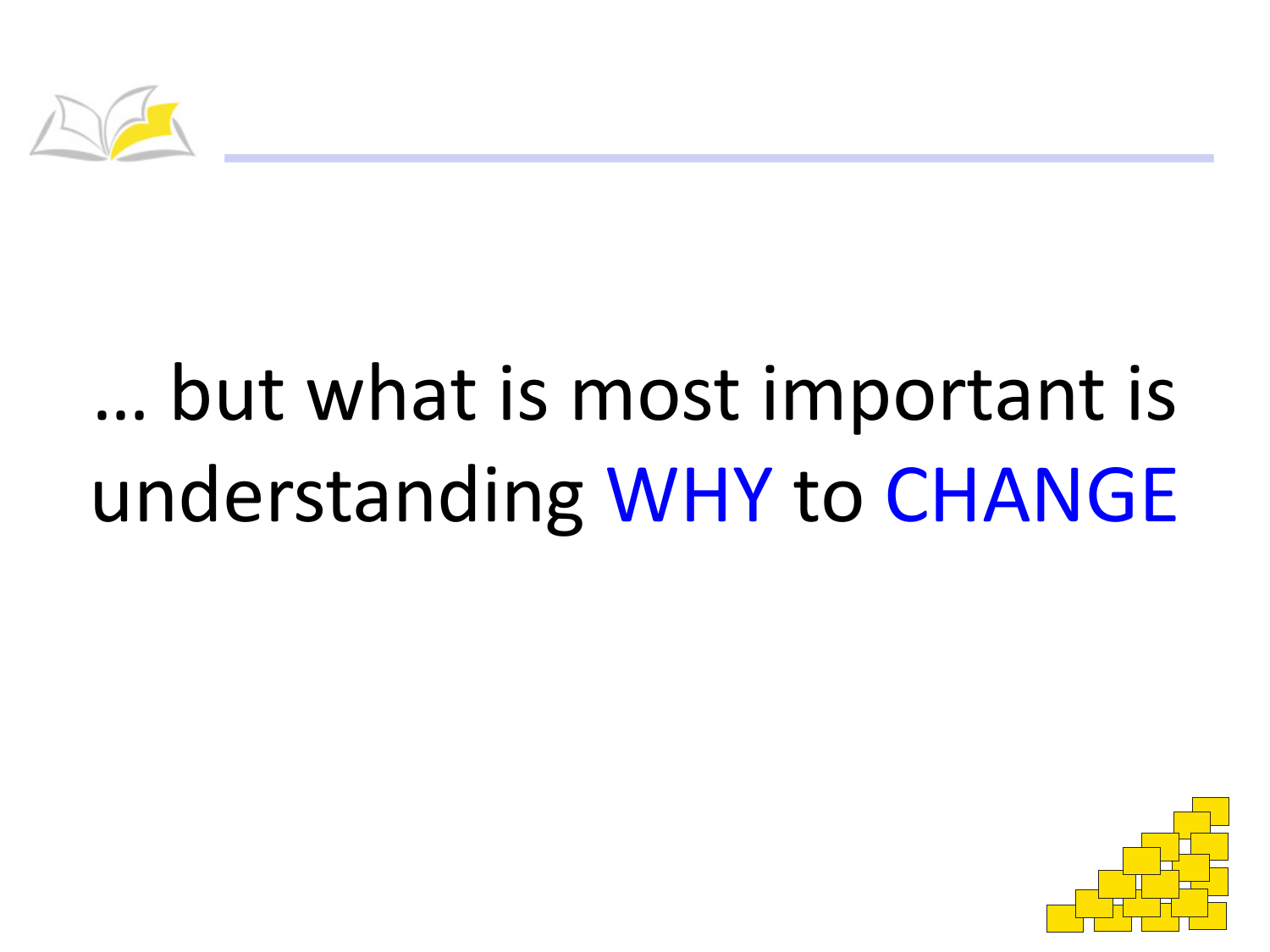… but what is most important is understanding WHY to CHANGE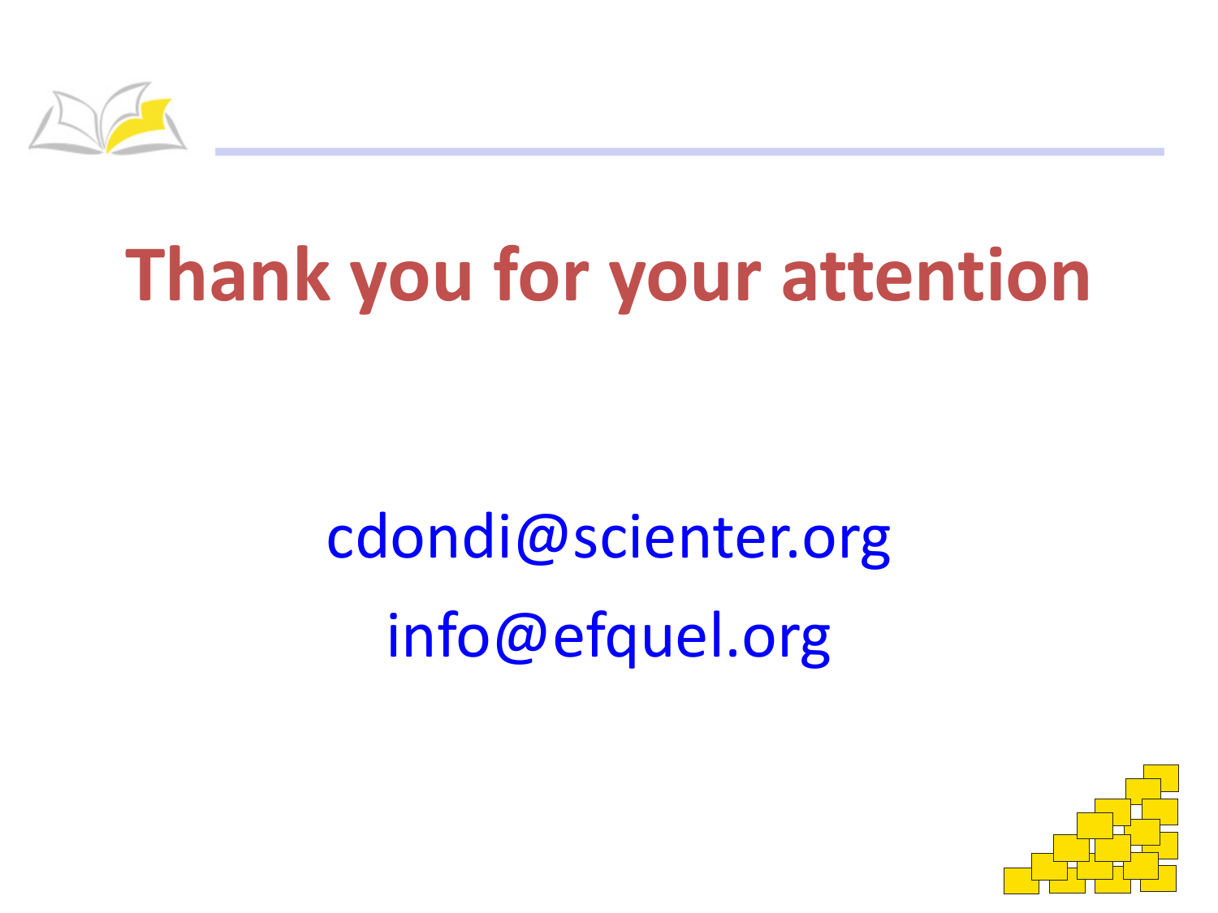# Thank you for your attention

cdondi@scienter.org

info@efquel.org